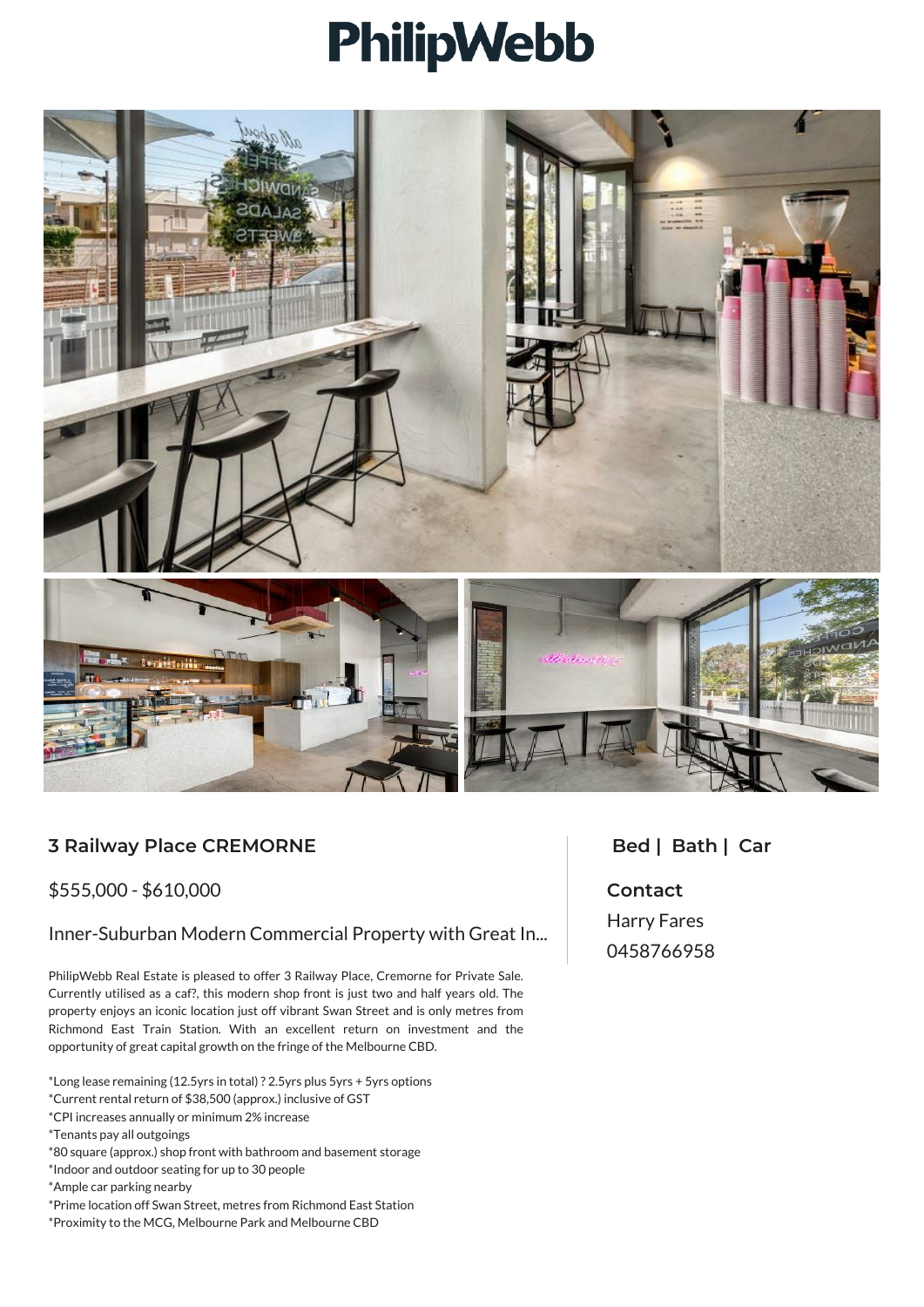# PhilipWebb

## 3 Railway Place CREMORNE

$555,000 - $610,000

Inner-Suburban Modern Commercial Property with Great In...

PhilipWebb Real Estate is pleased to offer 3 Railway Place, Cremorne for Private Sale. Currently utilised as a caf?, this modern shop front is just two and half years old. The property enjoys an iconic location just off vibrant Swan Street and is only metres from Richmond East Train Station. With an excellent return on investment and the opportunity of great capital growth on the fringe of the Melbourne CBD.

*Long lease remaining (12.5yrs in total) ? 2.5yrs plus 5yrs + 5yrs options
*Current rental return of $38,500 (approx.) inclusive of GST
*CPI increases annually or minimum 2% increase
*Tenants pay all outgoings
*80 square (approx.) shop front with bathroom and basement storage
*Indoor and outdoor seating for up to 30 people
*Ample car parking nearby
*Prime location off Swan Street, metres from Richmond East Station
*Proximity to the MCG, Melbourne Park and Melbourne CBD

**Bed | Bath | Car**

**Contact**

Harry Fares

0458766958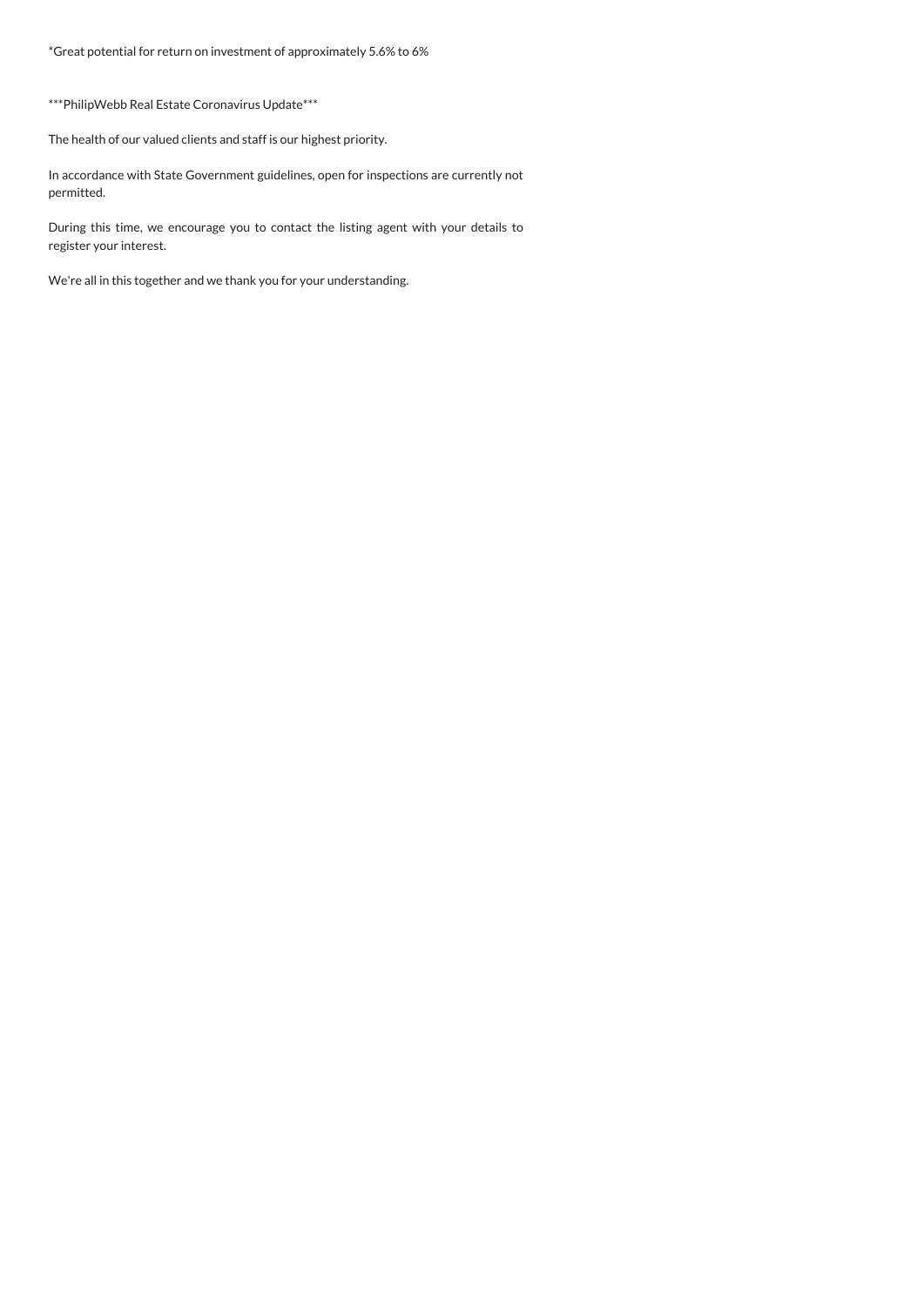*Great potential for return on investment of approximately 5.6% to 6%

***PhilipWebb Real Estate Coronavirus Update***

The health of our valued clients and staff is our highest priority.

In accordance with State Government guidelines, open for inspections are currently not permitted.

During this time, we encourage you to contact the listing agent with your details to register your interest.

We're all in this together and we thank you for your understanding.